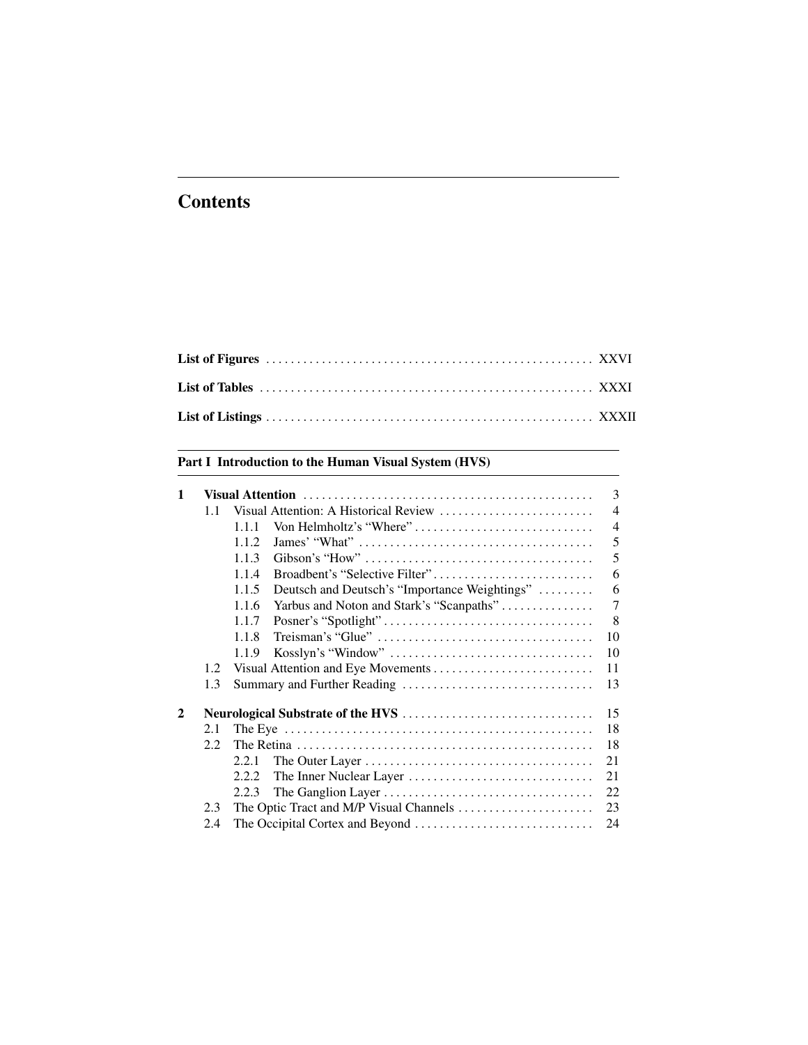# Contents

**List of Figures** ..................................................... XXVI

**List of Tables** ..................................................... XXXI

**List of Listings** ..................................................... XXXII

## Part I Introduction to the Human Visual System (HVS)

**1 Visual Attention** ..................................................... 3
- 1.1 Visual Attention: A Historical Review ..................................................... 4
  - 1.1.1 Von Helmholtz's "Where" ..................................................... 4
  - 1.1.2 James' "What" ..................................................... 5
  - 1.1.3 Gibson's "How" ..................................................... 5
  - 1.1.4 Broadbent's "Selective Filter" ..................................................... 6
  - 1.1.5 Deutsch and Deutsch's "Importance Weightings" ..................................................... 6
  - 1.1.6 Yarbus and Noton and Stark's "Scanpaths" ..................................................... 7
  - 1.1.7 Posner's "Spotlight" ..................................................... 8
  - 1.1.8 Treisman's "Glue" ..................................................... 10
  - 1.1.9 Kosslyn's "Window" ..................................................... 10
- 1.2 Visual Attention and Eye Movements ..................................................... 11
- 1.3 Summary and Further Reading ..................................................... 13

**2 Neurological Substrate of the HVS** ..................................................... 15
- 2.1 The Eye ..................................................... 18
- 2.2 The Retina ..................................................... 18
  - 2.2.1 The Outer Layer ..................................................... 21
  - 2.2.2 The Inner Nuclear Layer ..................................................... 21
  - 2.2.3 The Ganglion Layer ..................................................... 22
- 2.3 The Optic Tract and M/P Visual Channels ..................................................... 23
- 2.4 The Occipital Cortex and Beyond ..................................................... 24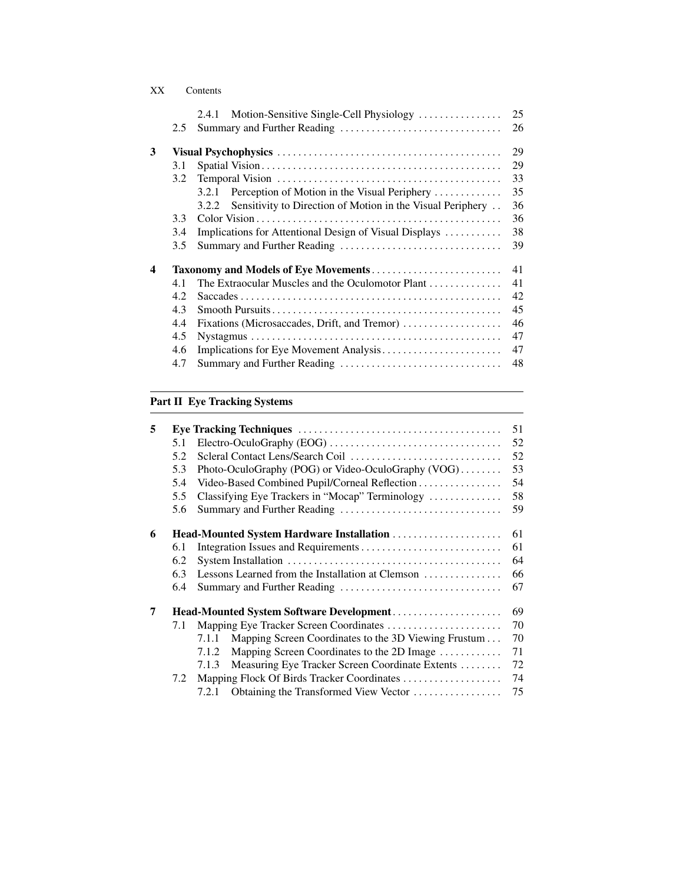| | | | |
|---|---|---|---|
| | | 2.4.1 Motion-Sensitive Single-Cell Physiology | 25 |
| | 2.5 | Summary and Further Reading | 26 |
| **3** | **Visual Psychophysics** | | 29 |
| | 3.1 | Spatial Vision | 29 |
| | 3.2 | Temporal Vision | 33 |
| | | 3.2.1 Perception of Motion in the Visual Periphery | 35 |
| | | 3.2.2 Sensitivity to Direction of Motion in the Visual Periphery | 36 |
| | 3.3 | Color Vision | 36 |
| | 3.4 | Implications for Attentional Design of Visual Displays | 38 |
| | 3.5 | Summary and Further Reading | 39 |
| **4** | **Taxonomy and Models of Eye Movements** | | 41 |
| | 4.1 | The Extraocular Muscles and the Oculomotor Plant | 41 |
| | 4.2 | Saccades | 42 |
| | 4.3 | Smooth Pursuits | 45 |
| | 4.4 | Fixations (Microsaccades, Drift, and Tremor) | 46 |
| | 4.5 | Nystagmus | 47 |
| | 4.6 | Implications for Eye Movement Analysis | 47 |
| | 4.7 | Summary and Further Reading | 48 |

## Part II Eye Tracking Systems

| | | | |
|---|---|---|---|
| **5** | **Eye Tracking Techniques** | | 51 |
| | 5.1 | Electro-OculoGraphy (EOG) | 52 |
| | 5.2 | Scleral Contact Lens/Search Coil | 52 |
| | 5.3 | Photo-OculoGraphy (POG) or Video-OculoGraphy (VOG) | 53 |
| | 5.4 | Video-Based Combined Pupil/Corneal Reflection | 54 |
| | 5.5 | Classifying Eye Trackers in "Mocap" Terminology | 58 |
| | 5.6 | Summary and Further Reading | 59 |
| **6** | **Head-Mounted System Hardware Installation** | | 61 |
| | 6.1 | Integration Issues and Requirements | 61 |
| | 6.2 | System Installation | 64 |
| | 6.3 | Lessons Learned from the Installation at Clemson | 66 |
| | 6.4 | Summary and Further Reading | 67 |
| **7** | **Head-Mounted System Software Development** | | 69 |
| | 7.1 | Mapping Eye Tracker Screen Coordinates | 70 |
| | | 7.1.1 Mapping Screen Coordinates to the 3D Viewing Frustum | 70 |
| | | 7.1.2 Mapping Screen Coordinates to the 2D Image | 71 |
| | | 7.1.3 Measuring Eye Tracker Screen Coordinate Extents | 72 |
| | 7.2 | Mapping Flock Of Birds Tracker Coordinates | 74 |
| | | 7.2.1 Obtaining the Transformed View Vector | 75 |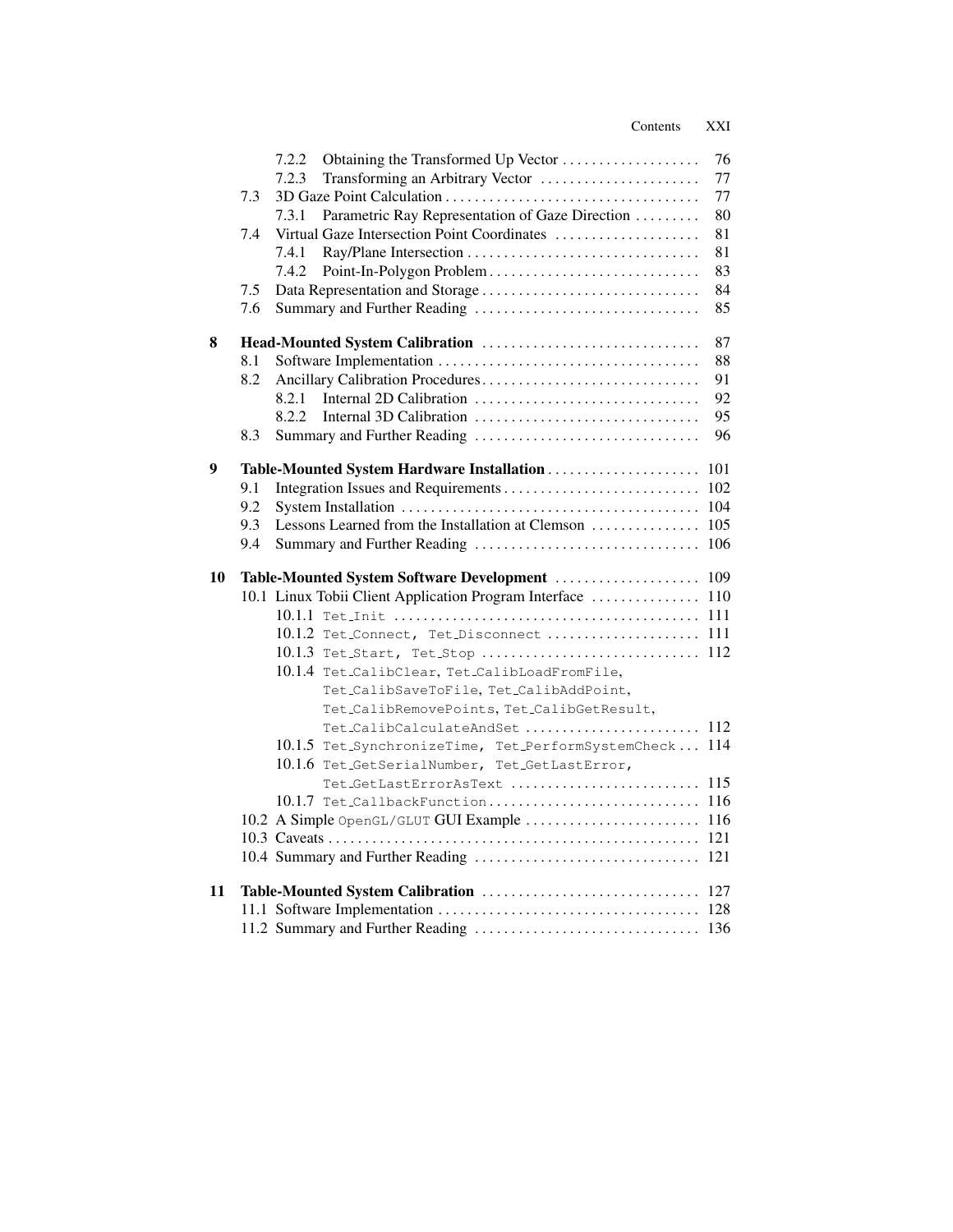| | | | |
|---|---|---|---|
| | 7.2.2 | Obtaining the Transformed Up Vector | 76 |
| | 7.2.3 | Transforming an Arbitrary Vector | 77 |
| | 7.3 | 3D Gaze Point Calculation | 77 |
| | 7.3.1 | Parametric Ray Representation of Gaze Direction | 80 |
| | 7.4 | Virtual Gaze Intersection Point Coordinates | 81 |
| | 7.4.1 | Ray/Plane Intersection | 81 |
| | 7.4.2 | Point-In-Polygon Problem | 83 |
| | 7.5 | Data Representation and Storage | 84 |
| | 7.6 | Summary and Further Reading | 85 |
| **8** | | **Head-Mounted System Calibration** | 87 |
| | 8.1 | Software Implementation | 88 |
| | 8.2 | Ancillary Calibration Procedures | 91 |
| | 8.2.1 | Internal 2D Calibration | 92 |
| | 8.2.2 | Internal 3D Calibration | 95 |
| | 8.3 | Summary and Further Reading | 96 |
| **9** | | **Table-Mounted System Hardware Installation** | 101 |
| | 9.1 | Integration Issues and Requirements | 102 |
| | 9.2 | System Installation | 104 |
| | 9.3 | Lessons Learned from the Installation at Clemson | 105 |
| | 9.4 | Summary and Further Reading | 106 |
| **10** | | **Table-Mounted System Software Development** | 109 |
| | 10.1 | Linux Tobii Client Application Program Interface | 110 |
| | 10.1.1 | `Tet_Init` | 111 |
| | 10.1.2 | `Tet_Connect, Tet_Disconnect` | 111 |
| | 10.1.3 | `Tet_Start, Tet_Stop` | 112 |
| | 10.1.4 | `Tet_CalibClear`, `Tet_CalibLoadFromFile`, `Tet_CalibSaveToFile`, `Tet_CalibAddPoint`, `Tet_CalibRemovePoints`, `Tet_CalibGetResult`, `Tet_CalibCalculateAndSet` | 112 |
| | 10.1.5 | `Tet_SynchronizeTime, Tet_PerformSystemCheck` | 114 |
| | 10.1.6 | `Tet_GetSerialNumber, Tet_GetLastError, Tet_GetLastErrorAsText` | 115 |
| | 10.1.7 | `Tet_CallbackFunction` | 116 |
| | 10.2 | A Simple `OpenGL/GLUT` GUI Example | 116 |
| | 10.3 | Caveats | 121 |
| | 10.4 | Summary and Further Reading | 121 |
| **11** | | **Table-Mounted System Calibration** | 127 |
| | 11.1 | Software Implementation | 128 |
| | 11.2 | Summary and Further Reading | 136 |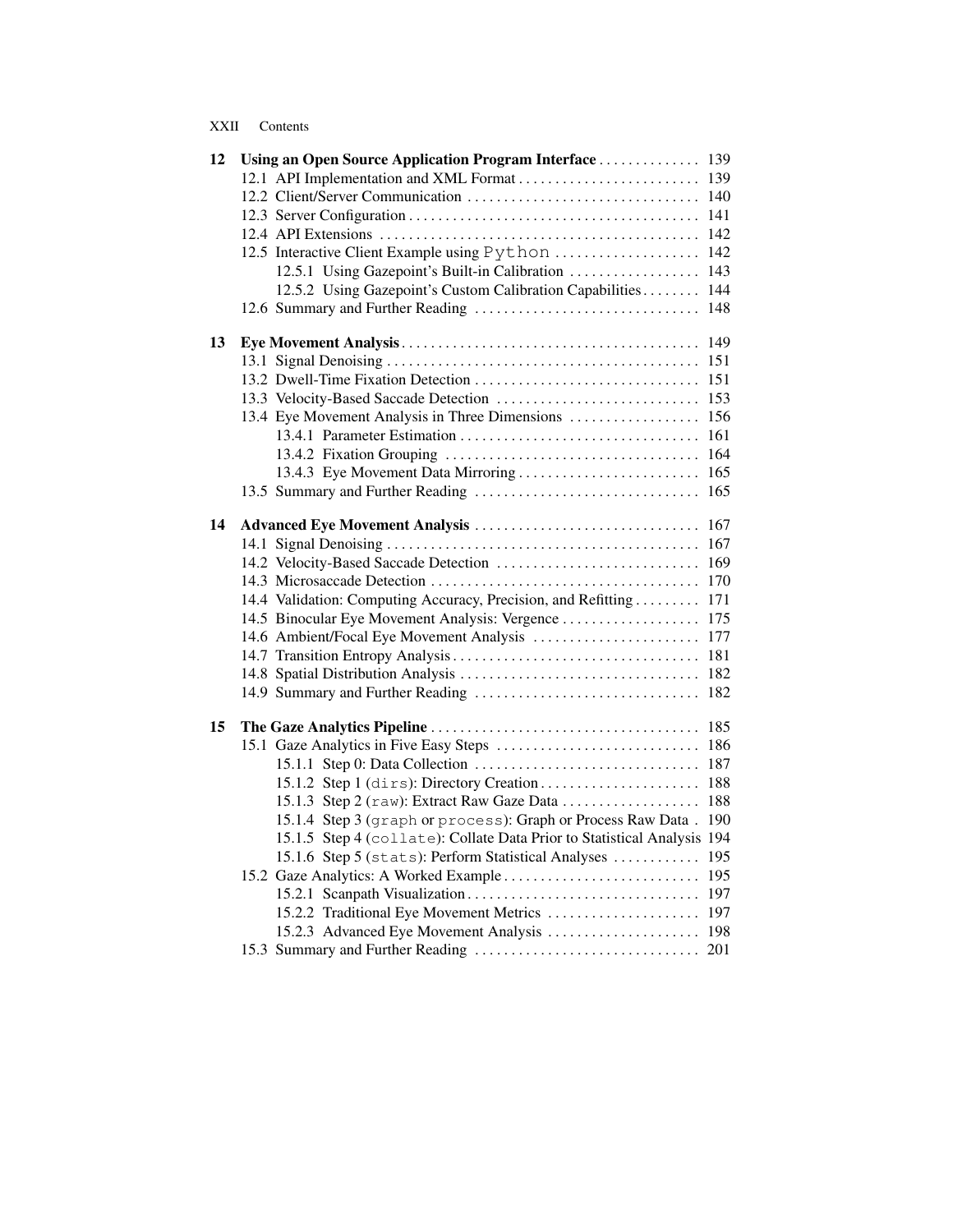| | | |
|---|---|---|
| **12** | **Using an Open Source Application Program Interface** | **139** |
| | 12.1 API Implementation and XML Format | 139 |
| | 12.2 Client/Server Communication | 140 |
| | 12.3 Server Configuration | 141 |
| | 12.4 API Extensions | 142 |
| | 12.5 Interactive Client Example using `Python` | 142 |
| | 12.5.1 Using Gazepoint's Built-in Calibration | 143 |
| | 12.5.2 Using Gazepoint's Custom Calibration Capabilities | 144 |
| | 12.6 Summary and Further Reading | 148 |
| **13** | **Eye Movement Analysis** | **149** |
| | 13.1 Signal Denoising | 151 |
| | 13.2 Dwell-Time Fixation Detection | 151 |
| | 13.3 Velocity-Based Saccade Detection | 153 |
| | 13.4 Eye Movement Analysis in Three Dimensions | 156 |
| | 13.4.1 Parameter Estimation | 161 |
| | 13.4.2 Fixation Grouping | 164 |
| | 13.4.3 Eye Movement Data Mirroring | 165 |
| | 13.5 Summary and Further Reading | 165 |
| **14** | **Advanced Eye Movement Analysis** | **167** |
| | 14.1 Signal Denoising | 167 |
| | 14.2 Velocity-Based Saccade Detection | 169 |
| | 14.3 Microsaccade Detection | 170 |
| | 14.4 Validation: Computing Accuracy, Precision, and Refitting | 171 |
| | 14.5 Binocular Eye Movement Analysis: Vergence | 175 |
| | 14.6 Ambient/Focal Eye Movement Analysis | 177 |
| | 14.7 Transition Entropy Analysis | 181 |
| | 14.8 Spatial Distribution Analysis | 182 |
| | 14.9 Summary and Further Reading | 182 |
| **15** | **The Gaze Analytics Pipeline** | **185** |
| | 15.1 Gaze Analytics in Five Easy Steps | 186 |
| | 15.1.1 Step 0: Data Collection | 187 |
| | 15.1.2 Step 1 (`dirs`): Directory Creation | 188 |
| | 15.1.3 Step 2 (`raw`): Extract Raw Gaze Data | 188 |
| | 15.1.4 Step 3 (`graph` or `process`): Graph or Process Raw Data | 190 |
| | 15.1.5 Step 4 (`collate`): Collate Data Prior to Statistical Analysis | 194 |
| | 15.1.6 Step 5 (`stats`): Perform Statistical Analyses | 195 |
| | 15.2 Gaze Analytics: A Worked Example | 195 |
| | 15.2.1 Scanpath Visualization | 197 |
| | 15.2.2 Traditional Eye Movement Metrics | 197 |
| | 15.2.3 Advanced Eye Movement Analysis | 198 |
| | 15.3 Summary and Further Reading | 201 |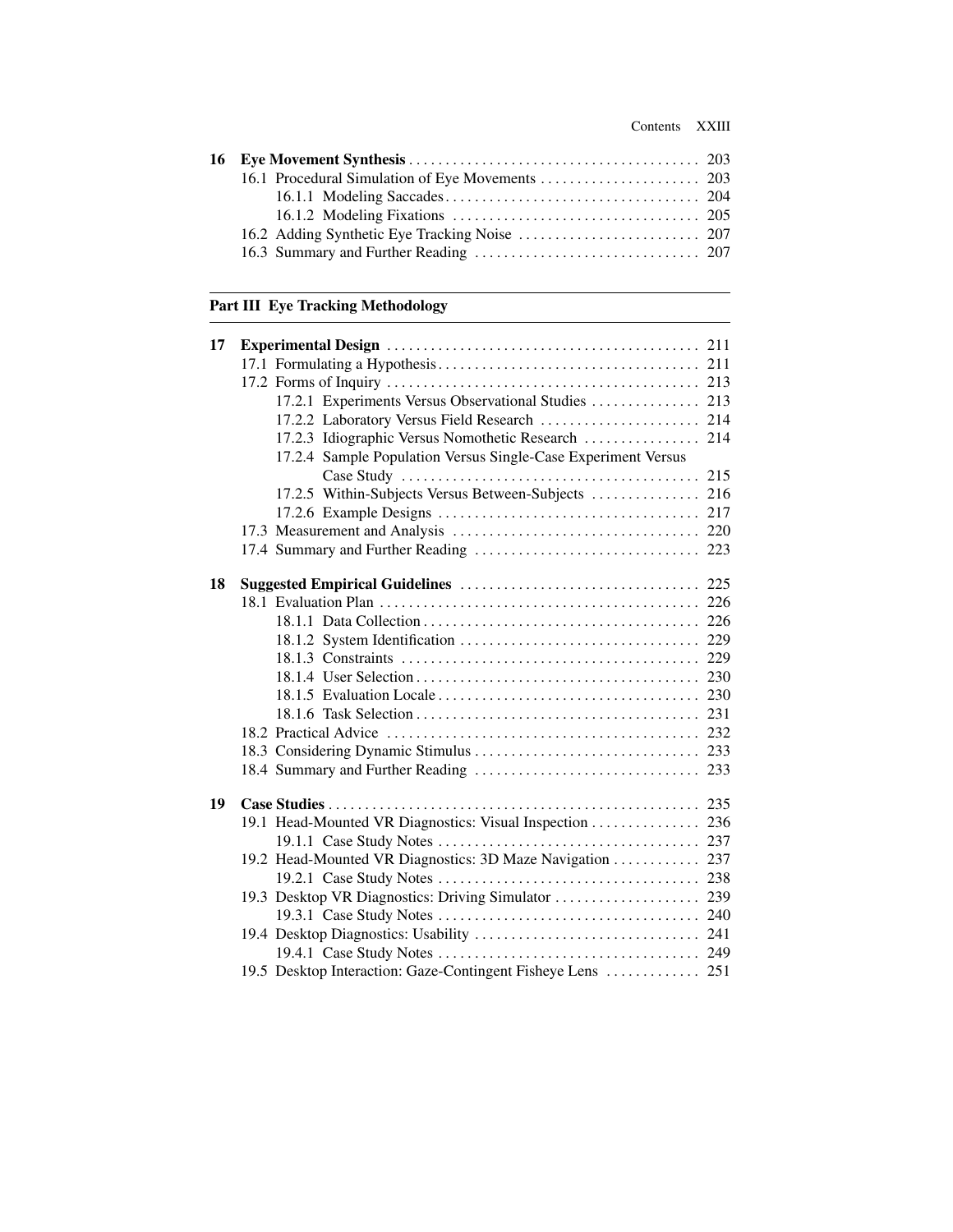**16 Eye Movement Synthesis** ........................................ 203
- 16.1 Procedural Simulation of Eye Movements ...................... 203
  - 16.1.1 Modeling Saccades .................................. 204
  - 16.1.2 Modeling Fixations .................................. 205
- 16.2 Adding Synthetic Eye Tracking Noise ......................... 207
- 16.3 Summary and Further Reading ............................... 207

---

## Part III Eye Tracking Methodology

---

**17 Experimental Design** ........................................... 211
- 17.1 Formulating a Hypothesis .................................... 211
- 17.2 Forms of Inquiry ........................................... 213
  - 17.2.1 Experiments Versus Observational Studies ............... 213
  - 17.2.2 Laboratory Versus Field Research ...................... 214
  - 17.2.3 Idiographic Versus Nomothetic Research ................ 214
  - 17.2.4 Sample Population Versus Single-Case Experiment Versus Case Study ......................................... 215
  - 17.2.5 Within-Subjects Versus Between-Subjects ............... 216
  - 17.2.6 Example Designs .................................... 217
- 17.3 Measurement and Analysis .................................. 220
- 17.4 Summary and Further Reading ............................... 223

**18 Suggested Empirical Guidelines** ................................ 225
- 18.1 Evaluation Plan ............................................ 226
  - 18.1.1 Data Collection ...................................... 226
  - 18.1.2 System Identification ................................. 229
  - 18.1.3 Constraints ......................................... 229
  - 18.1.4 User Selection ....................................... 230
  - 18.1.5 Evaluation Locale .................................... 230
  - 18.1.6 Task Selection ....................................... 231
- 18.2 Practical Advice ........................................... 232
- 18.3 Considering Dynamic Stimulus ............................... 233
- 18.4 Summary and Further Reading ............................... 233

**19 Case Studies** ................................................... 235
- 19.1 Head-Mounted VR Diagnostics: Visual Inspection ............... 236
  - 19.1.1 Case Study Notes .................................... 237
- 19.2 Head-Mounted VR Diagnostics: 3D Maze Navigation ............ 237
  - 19.2.1 Case Study Notes .................................... 238
- 19.3 Desktop VR Diagnostics: Driving Simulator .................... 239
  - 19.3.1 Case Study Notes .................................... 240
- 19.4 Desktop Diagnostics: Usability ............................... 241
  - 19.4.1 Case Study Notes .................................... 249
- 19.5 Desktop Interaction: Gaze-Contingent Fisheye Lens ............. 251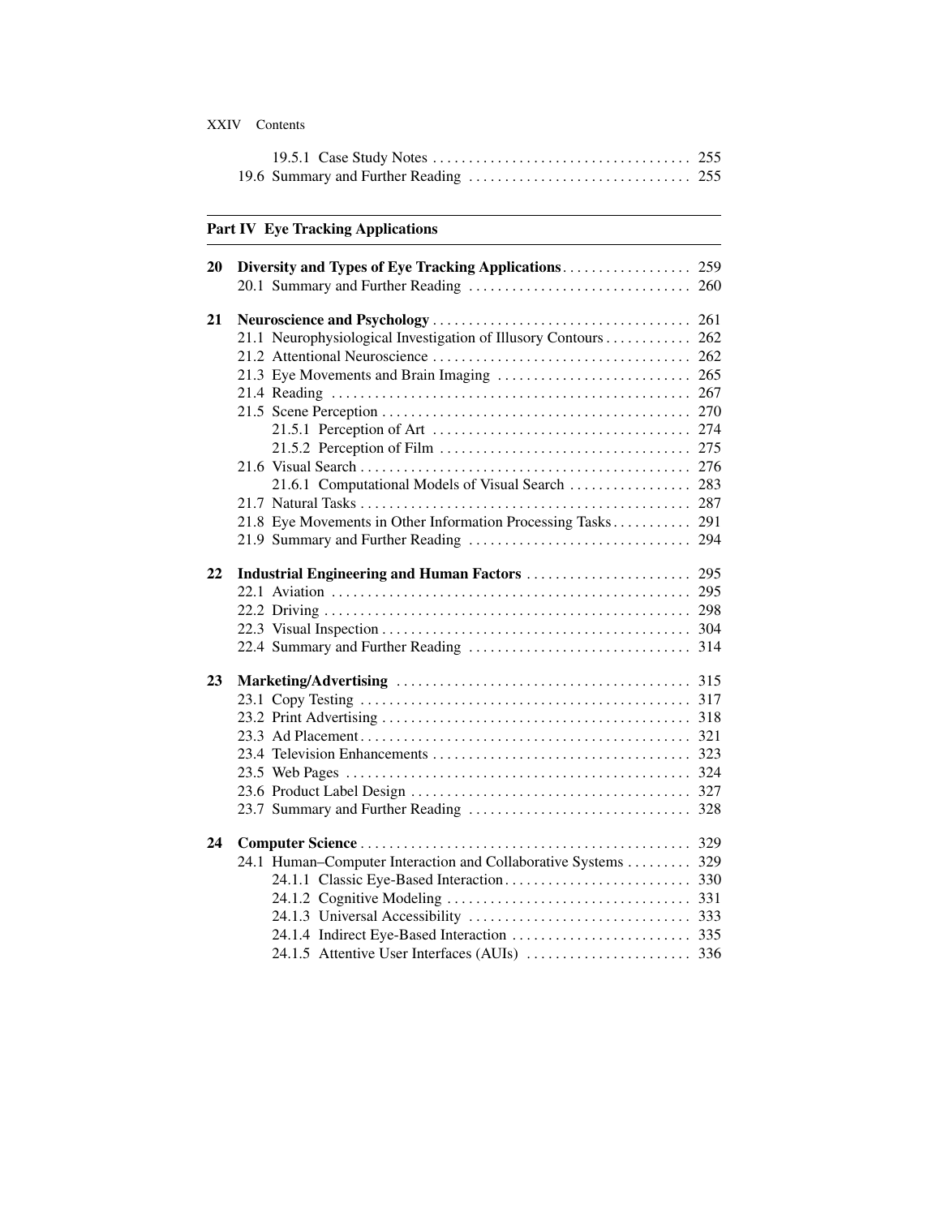19.5.1 Case Study Notes ... 255
19.6 Summary and Further Reading ... 255

## Part IV Eye Tracking Applications

**20 Diversity and Types of Eye Tracking Applications** ... 259
20.1 Summary and Further Reading ... 260

**21 Neuroscience and Psychology** ... 261
21.1 Neurophysiological Investigation of Illusory Contours ... 262
21.2 Attentional Neuroscience ... 262
21.3 Eye Movements and Brain Imaging ... 265
21.4 Reading ... 267
21.5 Scene Perception ... 270
21.5.1 Perception of Art ... 274
21.5.2 Perception of Film ... 275
21.6 Visual Search ... 276
21.6.1 Computational Models of Visual Search ... 283
21.7 Natural Tasks ... 287
21.8 Eye Movements in Other Information Processing Tasks ... 291
21.9 Summary and Further Reading ... 294

**22 Industrial Engineering and Human Factors** ... 295
22.1 Aviation ... 295
22.2 Driving ... 298
22.3 Visual Inspection ... 304
22.4 Summary and Further Reading ... 314

**23 Marketing/Advertising** ... 315
23.1 Copy Testing ... 317
23.2 Print Advertising ... 318
23.3 Ad Placement ... 321
23.4 Television Enhancements ... 323
23.5 Web Pages ... 324
23.6 Product Label Design ... 327
23.7 Summary and Further Reading ... 328

**24 Computer Science** ... 329
24.1 Human–Computer Interaction and Collaborative Systems ... 329
24.1.1 Classic Eye-Based Interaction ... 330
24.1.2 Cognitive Modeling ... 331
24.1.3 Universal Accessibility ... 333
24.1.4 Indirect Eye-Based Interaction ... 335
24.1.5 Attentive User Interfaces (AUIs) ... 336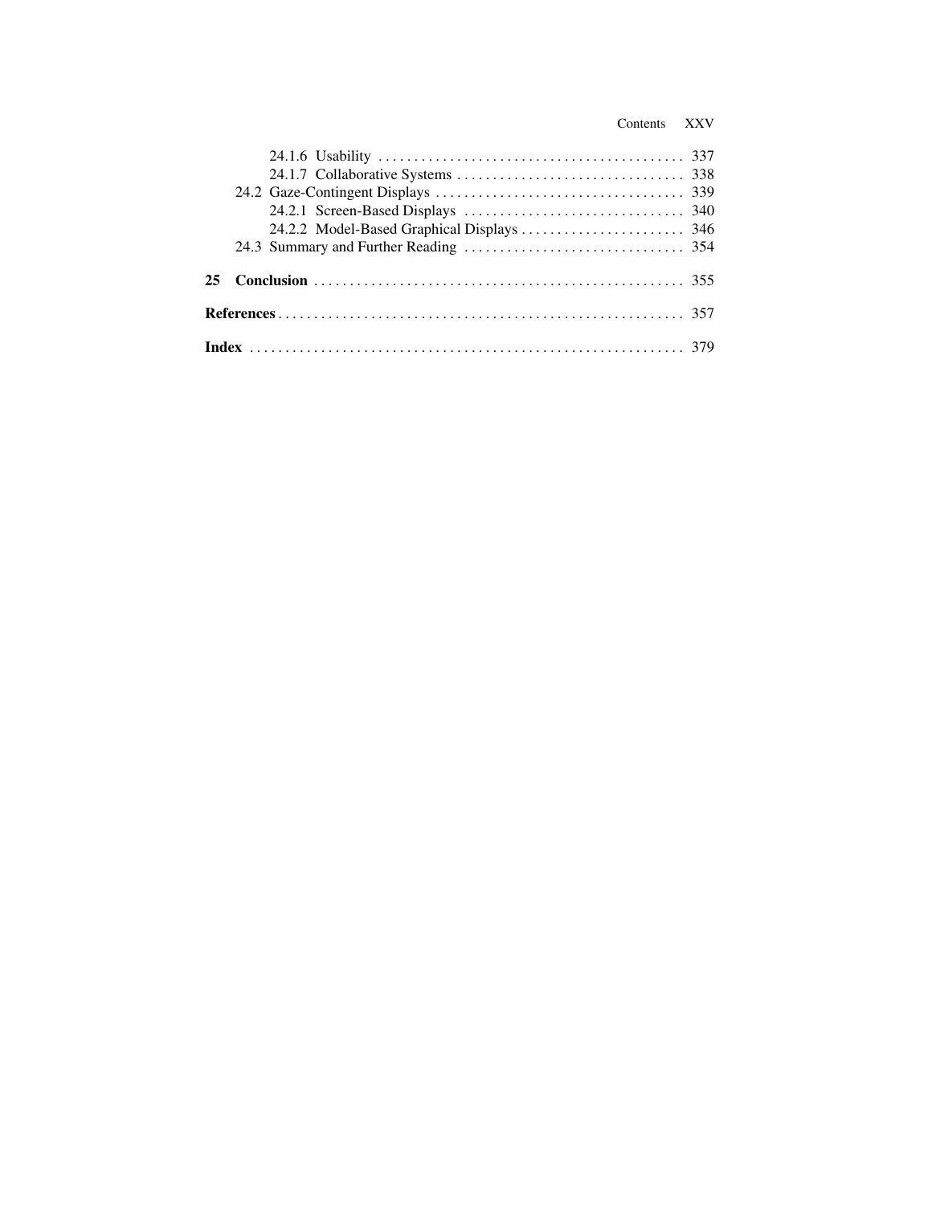24.1.6 Usability ........................................... 337
24.1.7 Collaborative Systems ................................ 338
24.2 Gaze-Contingent Displays ................................... 339
24.2.1 Screen-Based Displays ............................... 340
24.2.2 Model-Based Graphical Displays ....................... 346
24.3 Summary and Further Reading ............................... 354

**25 Conclusion** .................................................... 355

**References** ......................................................... 357

**Index** ............................................................. 379